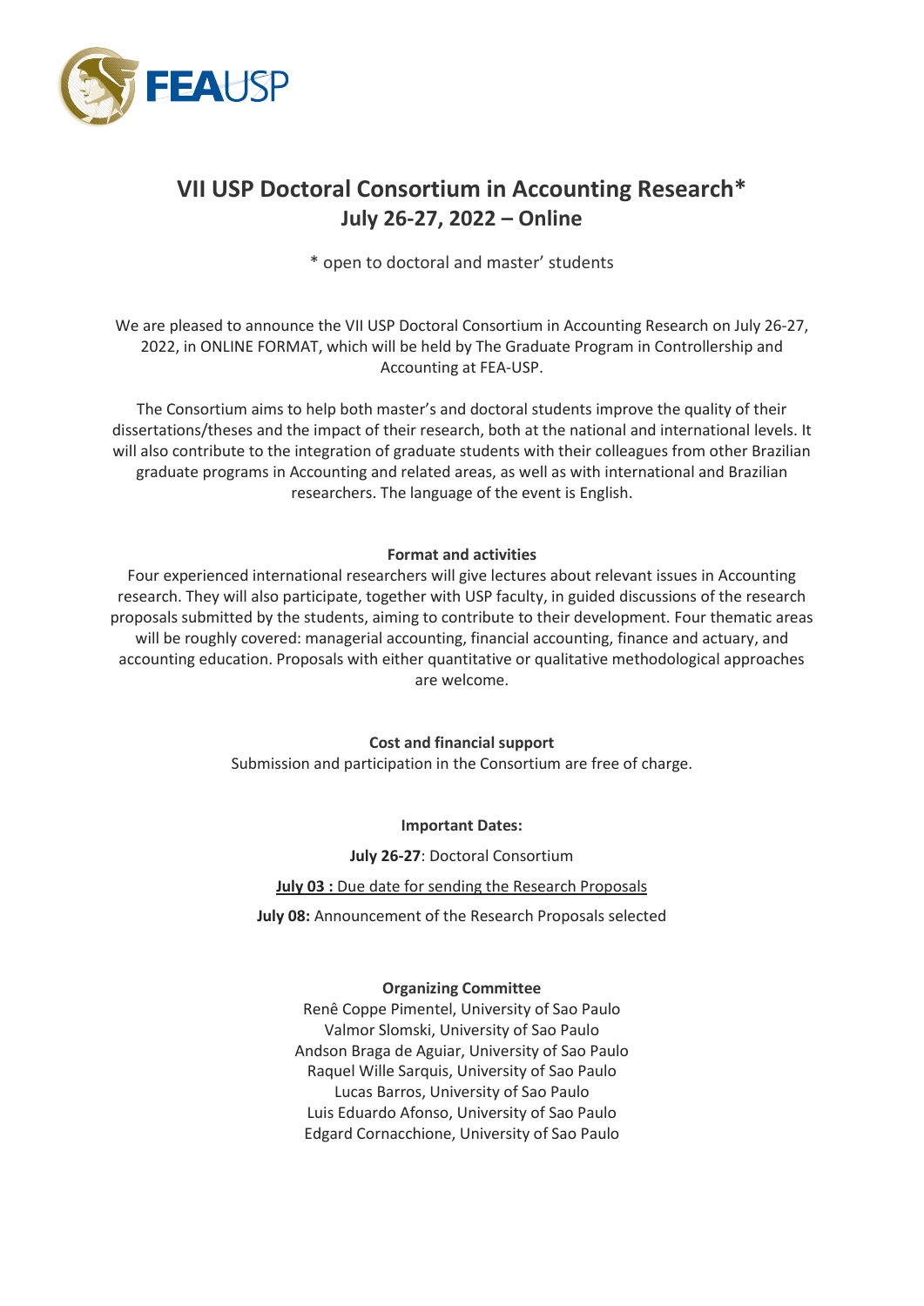# VII USP Doctoral Consortium in Accounting Research*
## July 26-27, 2022 – Online

* open to doctoral and master' students

We are pleased to announce the VII USP Doctoral Consortium in Accounting Research on July 26-27, 2022, in ONLINE FORMAT, which will be held by The Graduate Program in Controllership and Accounting at FEA-USP.

The Consortium aims to help both master's and doctoral students improve the quality of their dissertations/theses and the impact of their research, both at the national and international levels. It will also contribute to the integration of graduate students with their colleagues from other Brazilian graduate programs in Accounting and related areas, as well as with international and Brazilian researchers. The language of the event is English.

**Format and activities**

Four experienced international researchers will give lectures about relevant issues in Accounting research. They will also participate, together with USP faculty, in guided discussions of the research proposals submitted by the students, aiming to contribute to their development. Four thematic areas will be roughly covered: managerial accounting, financial accounting, finance and actuary, and accounting education. Proposals with either quantitative or qualitative methodological approaches are welcome.

**Cost and financial support**

Submission and participation in the Consortium are free of charge.

**Important Dates:**

**July 26-27**: Doctoral Consortium

**July 03 :** Due date for sending the Research Proposals

**July 08:** Announcement of the Research Proposals selected

**Organizing Committee**

Renê Coppe Pimentel, University of Sao Paulo
Valmor Slomski, University of Sao Paulo
Andson Braga de Aguiar, University of Sao Paulo
Raquel Wille Sarquis, University of Sao Paulo
Lucas Barros, University of Sao Paulo
Luis Eduardo Afonso, University of Sao Paulo
Edgard Cornacchione, University of Sao Paulo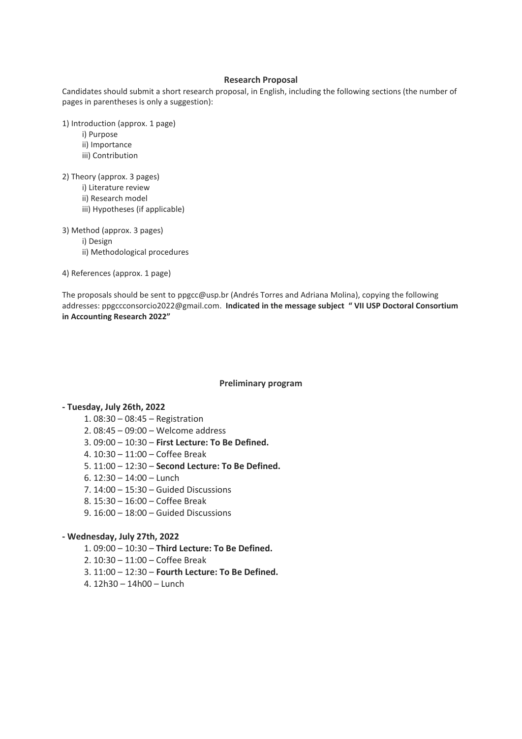## Research Proposal

Candidates should submit a short research proposal, in English, including the following sections (the number of pages in parentheses is only a suggestion):

1) Introduction (approx. 1 page)
   - i) Purpose
   - ii) Importance
   - iii) Contribution

2) Theory (approx. 3 pages)
   - i) Literature review
   - ii) Research model
   - iii) Hypotheses (if applicable)

3) Method (approx. 3 pages)
   - i) Design
   - ii) Methodological procedures

4) References (approx. 1 page)

The proposals should be sent to ppgcc@usp.br (Andrés Torres and Adriana Molina), copying the following addresses: ppgccconsorcio2022@gmail.com. **Indicated in the message subject " VII USP Doctoral Consortium in Accounting Research 2022"**

## Preliminary program

**- Tuesday, July 26th, 2022**

1. 08:30 – 08:45 – Registration
2. 08:45 – 09:00 – Welcome address
3. 09:00 – 10:30 – **First Lecture: To Be Defined.**
4. 10:30 – 11:00 – Coffee Break
5. 11:00 – 12:30 – **Second Lecture: To Be Defined.**
6. 12:30 – 14:00 – Lunch
7. 14:00 – 15:30 – Guided Discussions
8. 15:30 – 16:00 – Coffee Break
9. 16:00 – 18:00 – Guided Discussions

**- Wednesday, July 27th, 2022**

1. 09:00 – 10:30 – **Third Lecture: To Be Defined.**
2. 10:30 – 11:00 – Coffee Break
3. 11:00 – 12:30 – **Fourth Lecture: To Be Defined.**
4. 12h30 – 14h00 – Lunch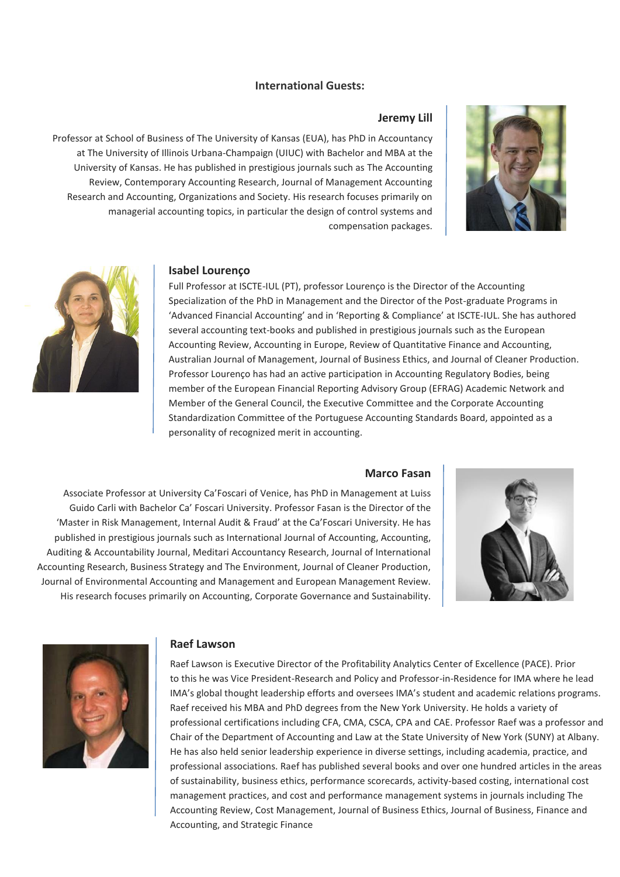**International Guests:**

### Jeremy Lill

Professor at School of Business of The University of Kansas (EUA), has PhD in Accountancy at The University of Illinois Urbana-Champaign (UIUC) with Bachelor and MBA at the University of Kansas. He has published in prestigious journals such as The Accounting Review, Contemporary Accounting Research, Journal of Management Accounting Research and Accounting, Organizations and Society. His research focuses primarily on managerial accounting topics, in particular the design of control systems and compensation packages.

### Isabel Lourenço

Full Professor at ISCTE-IUL (PT), professor Lourenço is the Director of the Accounting Specialization of the PhD in Management and the Director of the Post-graduate Programs in 'Advanced Financial Accounting' and in 'Reporting & Compliance' at ISCTE-IUL. She has authored several accounting text-books and published in prestigious journals such as the European Accounting Review, Accounting in Europe, Review of Quantitative Finance and Accounting, Australian Journal of Management, Journal of Business Ethics, and Journal of Cleaner Production. Professor Lourenço has had an active participation in Accounting Regulatory Bodies, being member of the European Financial Reporting Advisory Group (EFRAG) Academic Network and Member of the General Council, the Executive Committee and the Corporate Accounting Standardization Committee of the Portuguese Accounting Standards Board, appointed as a personality of recognized merit in accounting.

### Marco Fasan

Associate Professor at University Ca'Foscari of Venice, has PhD in Management at Luiss Guido Carli with Bachelor Ca' Foscari University. Professor Fasan is the Director of the 'Master in Risk Management, Internal Audit & Fraud' at the Ca'Foscari University. He has published in prestigious journals such as International Journal of Accounting, Accounting, Auditing & Accountability Journal, Meditari Accountancy Research, Journal of International Accounting Research, Business Strategy and The Environment, Journal of Cleaner Production, Journal of Environmental Accounting and Management and European Management Review. His research focuses primarily on Accounting, Corporate Governance and Sustainability.

### Raef Lawson

Raef Lawson is Executive Director of the Profitability Analytics Center of Excellence (PACE). Prior to this he was Vice President-Research and Policy and Professor-in-Residence for IMA where he lead IMA's global thought leadership efforts and oversees IMA's student and academic relations programs. Raef received his MBA and PhD degrees from the New York University. He holds a variety of professional certifications including CFA, CMA, CSCA, CPA and CAE. Professor Raef was a professor and Chair of the Department of Accounting and Law at the State University of New York (SUNY) at Albany. He has also held senior leadership experience in diverse settings, including academia, practice, and professional associations. Raef has published several books and over one hundred articles in the areas of sustainability, business ethics, performance scorecards, activity-based costing, international cost management practices, and cost and performance management systems in journals including The Accounting Review, Cost Management, Journal of Business Ethics, Journal of Business, Finance and Accounting, and Strategic Finance